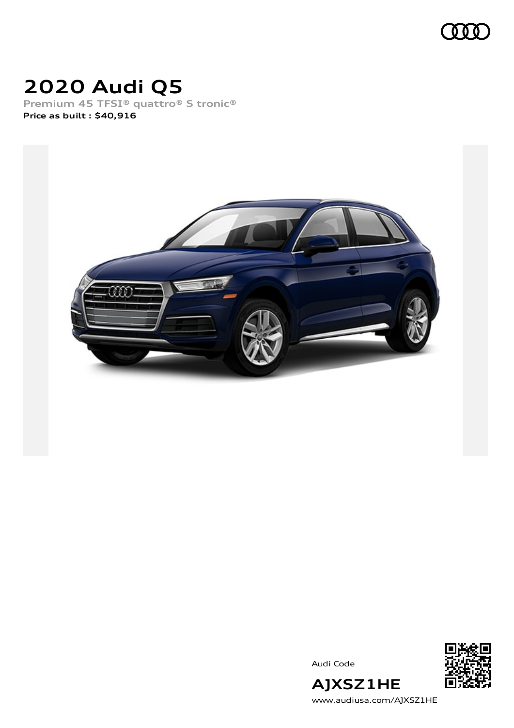# 2020 Audi Q5

Premium 45 TFSI® quattro® S tronic®

**Price as built : $40,916**

Audi Code

## AJXSZ1HE

www.audiusa.com/AJXSZ1HE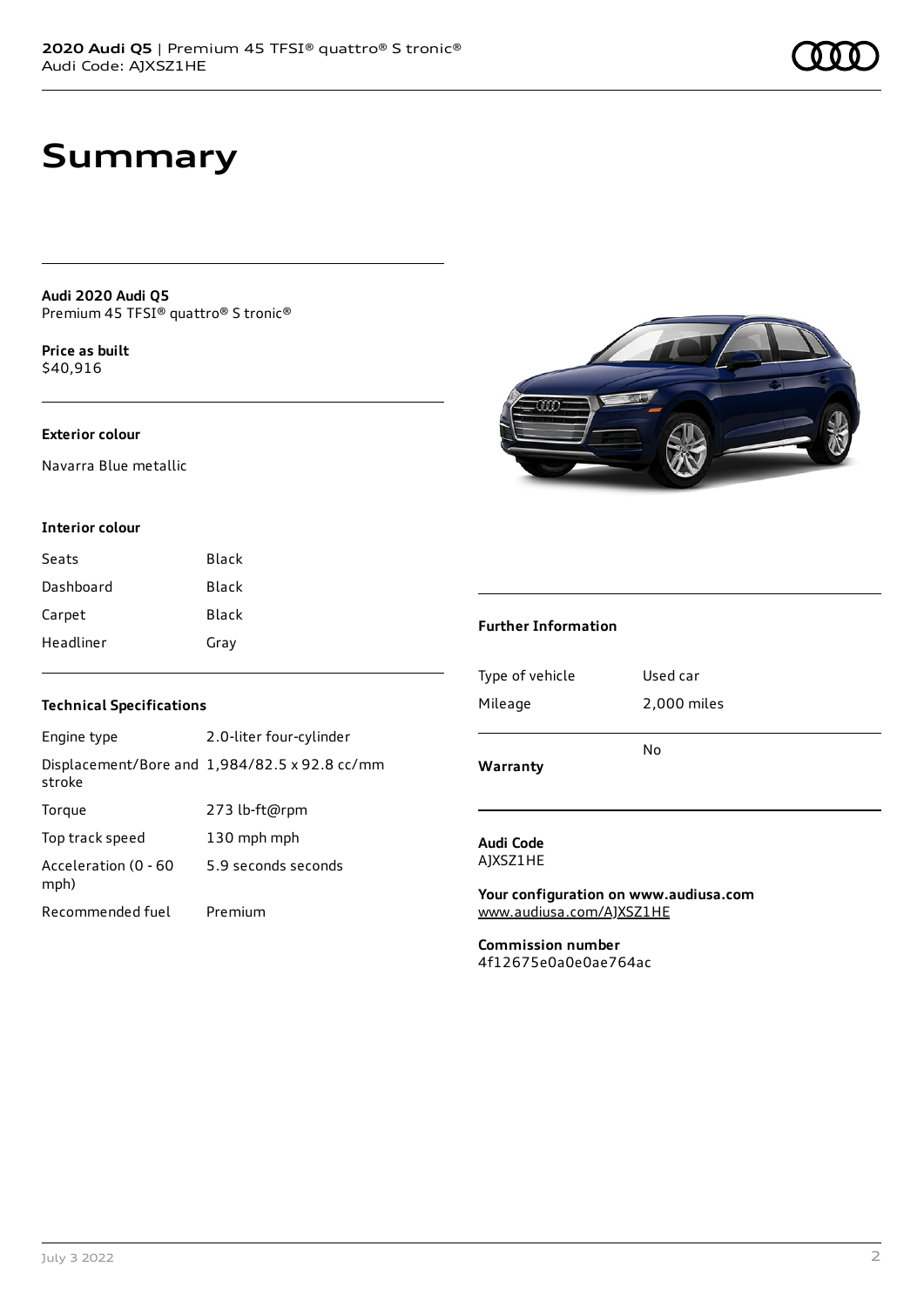# Summary

**Audi 2020 Audi Q5**
Premium 45 TFSI® quattro® S tronic®

**Price as built**
$40,916

### Exterior colour

Navarra Blue metallic

### Interior colour

| | |
|---|---|
| Seats | Black |
| Dashboard | Black |
| Carpet | Black |
| Headliner | Gray |

### Technical Specifications

| | |
|---|---|
| Engine type | 2.0-liter four-cylinder |
| Displacement/Bore and stroke | 1,984/82.5 x 92.8 cc/mm |
| Torque | 273 lb-ft@rpm |
| Top track speed | 130 mph mph |
| Acceleration (0 - 60 mph) | 5.9 seconds seconds |
| Recommended fuel | Premium |

### Further Information

| | |
|---|---|
| Type of vehicle | Used car |
| Mileage | 2,000 miles |
| **Warranty** | No |

**Audi Code**
AJXSZ1HE

**Your configuration on www.audiusa.com**
www.audiusa.com/AJXSZ1HE

**Commission number**
4f12675e0a0e0ae764ac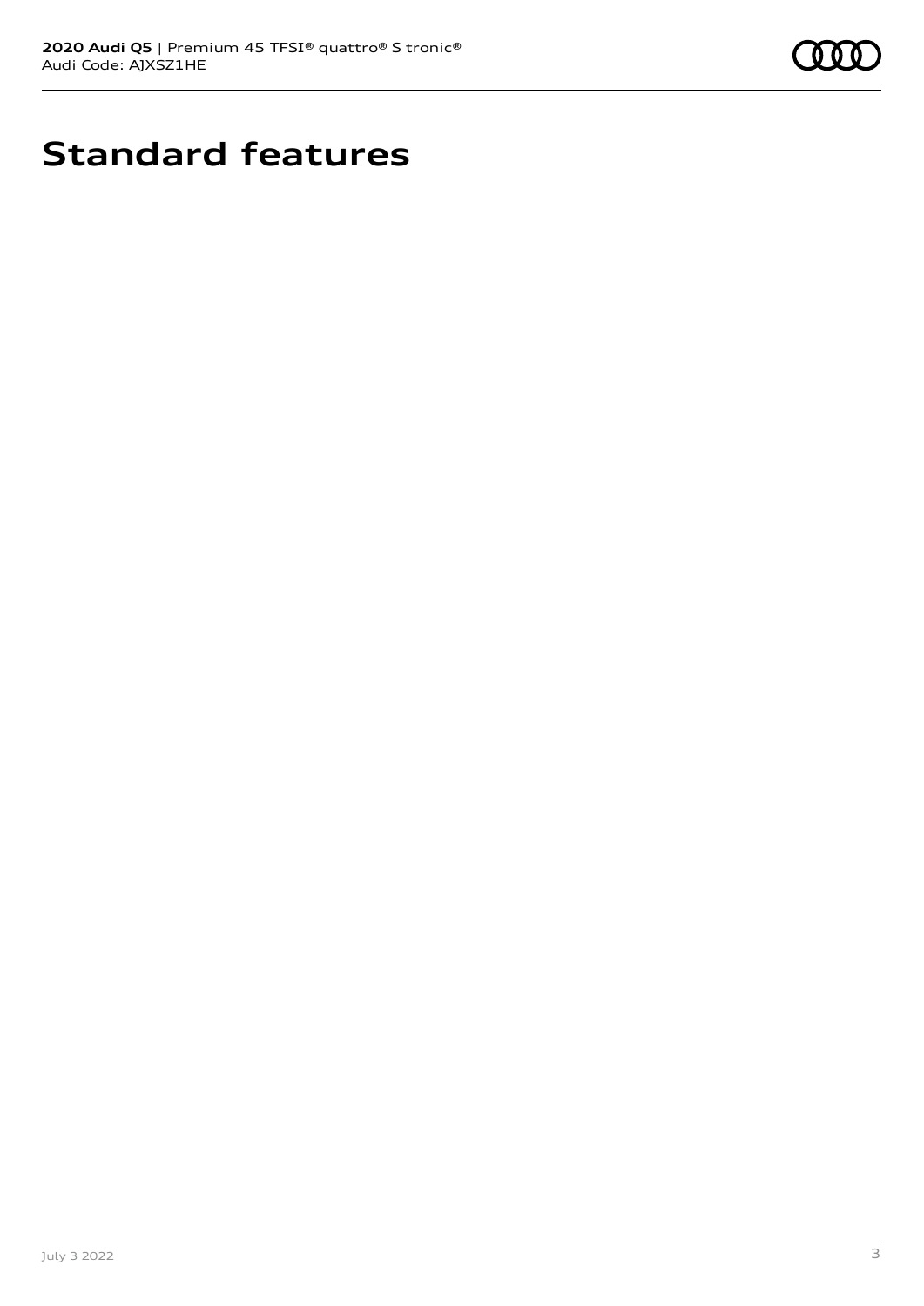# Standard features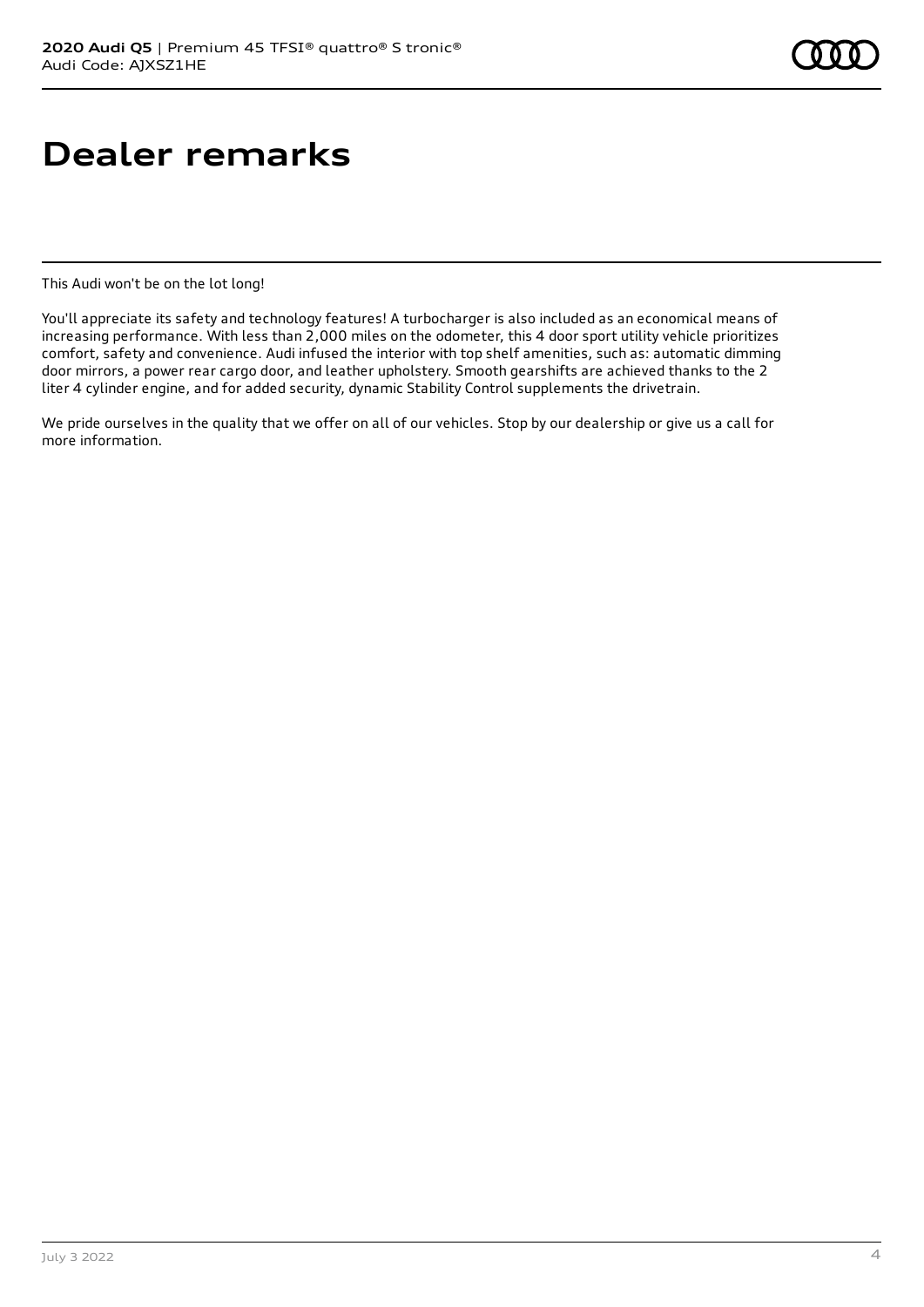# Dealer remarks

This Audi won't be on the lot long!

You'll appreciate its safety and technology features! A turbocharger is also included as an economical means of increasing performance. With less than 2,000 miles on the odometer, this 4 door sport utility vehicle prioritizes comfort, safety and convenience. Audi infused the interior with top shelf amenities, such as: automatic dimming door mirrors, a power rear cargo door, and leather upholstery. Smooth gearshifts are achieved thanks to the 2 liter 4 cylinder engine, and for added security, dynamic Stability Control supplements the drivetrain.

We pride ourselves in the quality that we offer on all of our vehicles. Stop by our dealership or give us a call for more information.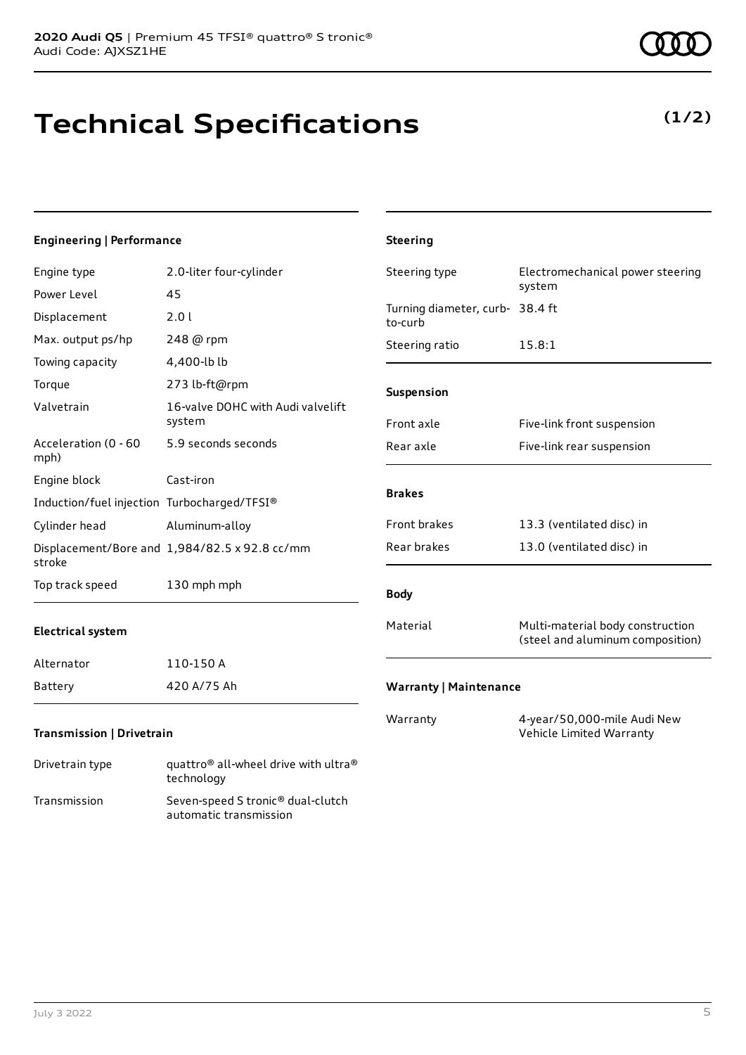**2020 Audi Q5** | Premium 45 TFSI® quattro® S tronic®
Audi Code: AJXSZ1HE

# Technical Specifications

**(1/2)**

### Engineering | Performance

| | |
|---|---|
| Engine type | 2.0-liter four-cylinder |
| Power Level | 45 |
| Displacement | 2.0 l |
| Max. output ps/hp | 248 @ rpm |
| Towing capacity | 4,400-lb lb |
| Torque | 273 lb-ft@rpm |
| Valvetrain | 16-valve DOHC with Audi valvelift system |
| Acceleration (0 - 60 mph) | 5.9 seconds seconds |
| Engine block | Cast-iron |
| Induction/fuel injection | Turbocharged/TFSI® |
| Cylinder head | Aluminum-alloy |
| Displacement/Bore and stroke | 1,984/82.5 x 92.8 cc/mm |
| Top track speed | 130 mph mph |

### Electrical system

| | |
|---|---|
| Alternator | 110-150 A |
| Battery | 420 A/75 Ah |

### Transmission | Drivetrain

| | |
|---|---|
| Drivetrain type | quattro® all-wheel drive with ultra® technology |
| Transmission | Seven-speed S tronic® dual-clutch automatic transmission |

### Steering

| | |
|---|---|
| Steering type | Electromechanical power steering system |
| Turning diameter, curb-to-curb | 38.4 ft |
| Steering ratio | 15.8:1 |

### Suspension

| | |
|---|---|
| Front axle | Five-link front suspension |
| Rear axle | Five-link rear suspension |

### Brakes

| | |
|---|---|
| Front brakes | 13.3 (ventilated disc) in |
| Rear brakes | 13.0 (ventilated disc) in |

### Body

| | |
|---|---|
| Material | Multi-material body construction (steel and aluminum composition) |

### Warranty | Maintenance

| | |
|---|---|
| Warranty | 4-year/50,000-mile Audi New Vehicle Limited Warranty |

July 3 2022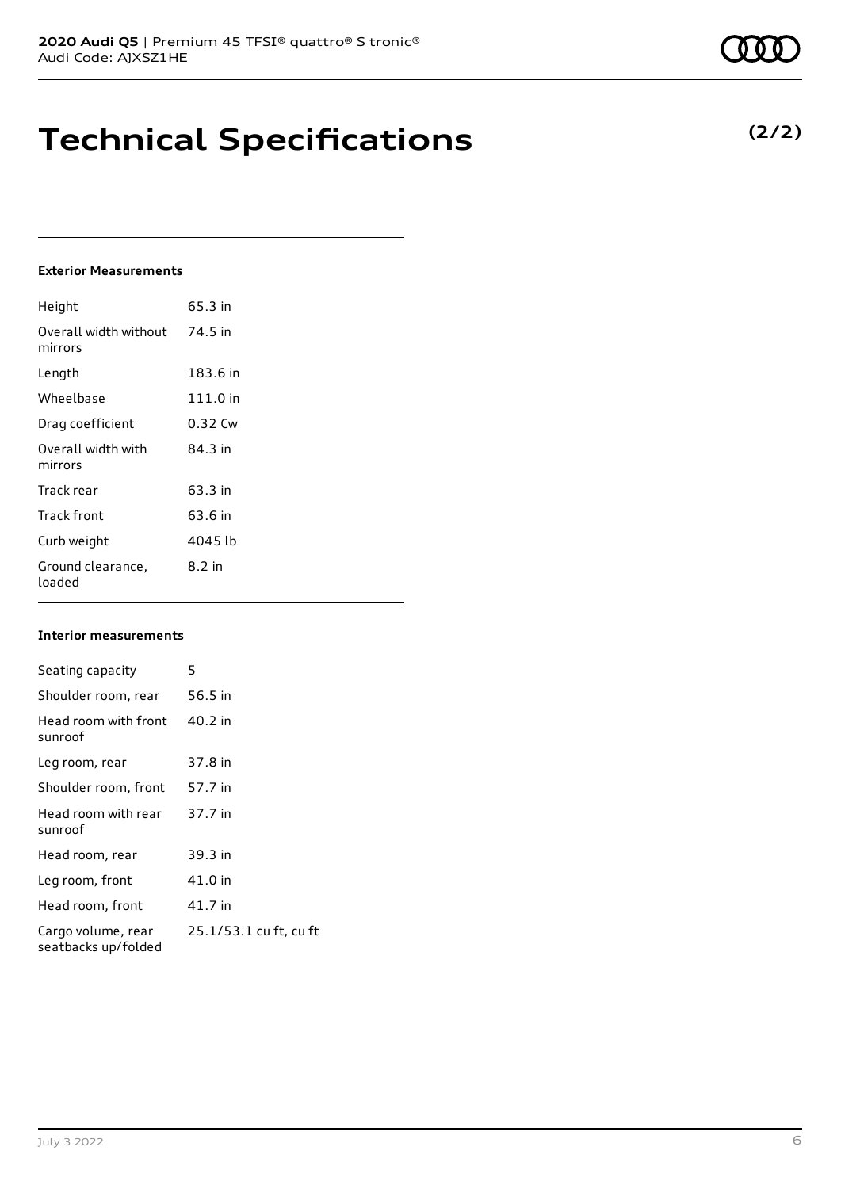# Technical Specifications

**(2/2)**

### Exterior Measurements

| | |
|---|---|
| Height | 65.3 in |
| Overall width without mirrors | 74.5 in |
| Length | 183.6 in |
| Wheelbase | 111.0 in |
| Drag coefficient | 0.32 Cw |
| Overall width with mirrors | 84.3 in |
| Track rear | 63.3 in |
| Track front | 63.6 in |
| Curb weight | 4045 lb |
| Ground clearance, loaded | 8.2 in |

### Interior measurements

| | |
|---|---|
| Seating capacity | 5 |
| Shoulder room, rear | 56.5 in |
| Head room with front sunroof | 40.2 in |
| Leg room, rear | 37.8 in |
| Shoulder room, front | 57.7 in |
| Head room with rear sunroof | 37.7 in |
| Head room, rear | 39.3 in |
| Leg room, front | 41.0 in |
| Head room, front | 41.7 in |
| Cargo volume, rear seatbacks up/folded | 25.1/53.1 cu ft, cu ft |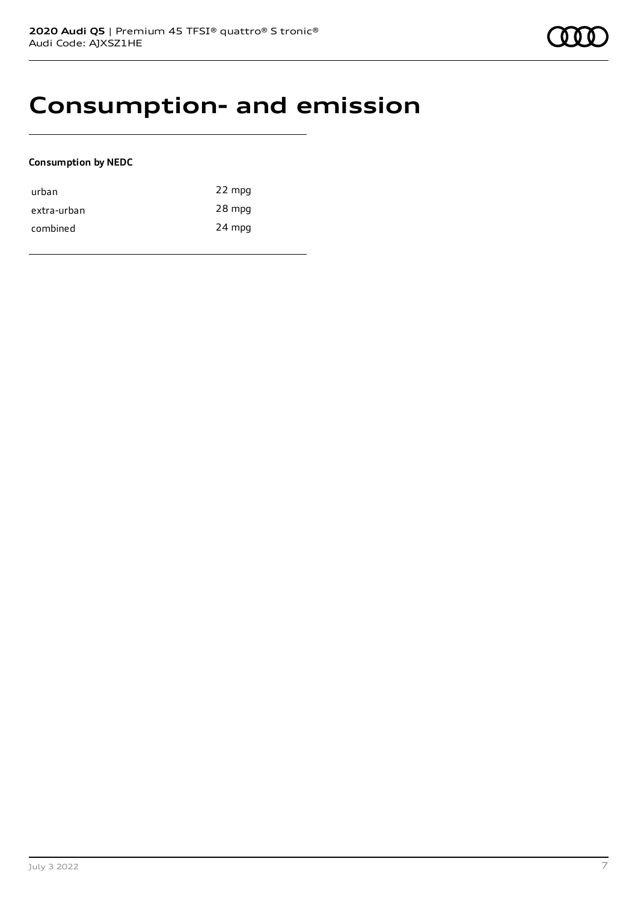# Consumption- and emission

**Consumption by NEDC**

| | |
|---|---|
| urban | 22 mpg |
| extra-urban | 28 mpg |
| combined | 24 mpg |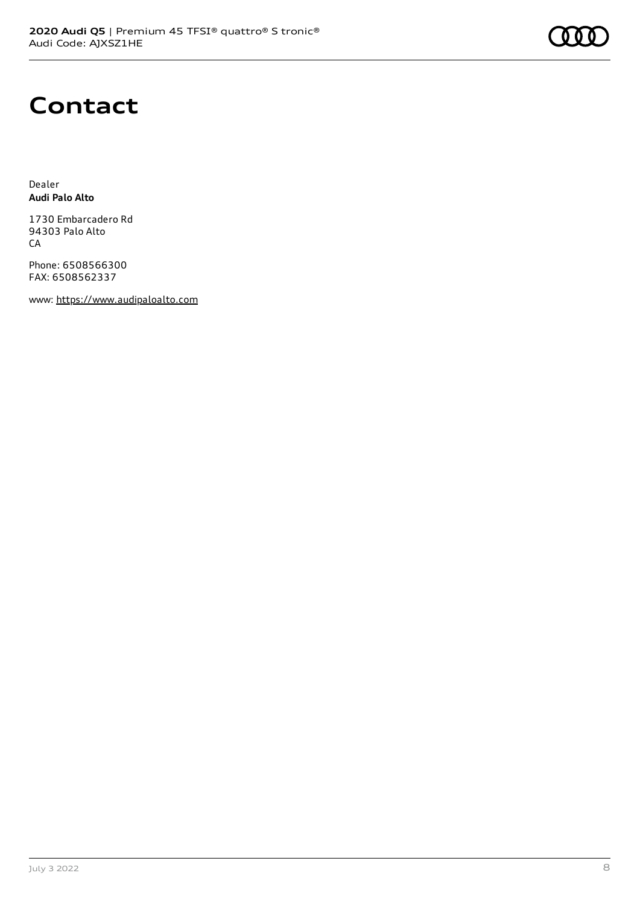# Contact

Dealer
**Audi Palo Alto**

1730 Embarcadero Rd
94303 Palo Alto
CA

Phone: 6508566300
FAX: 6508562337

www: https://www.audipaloalto.com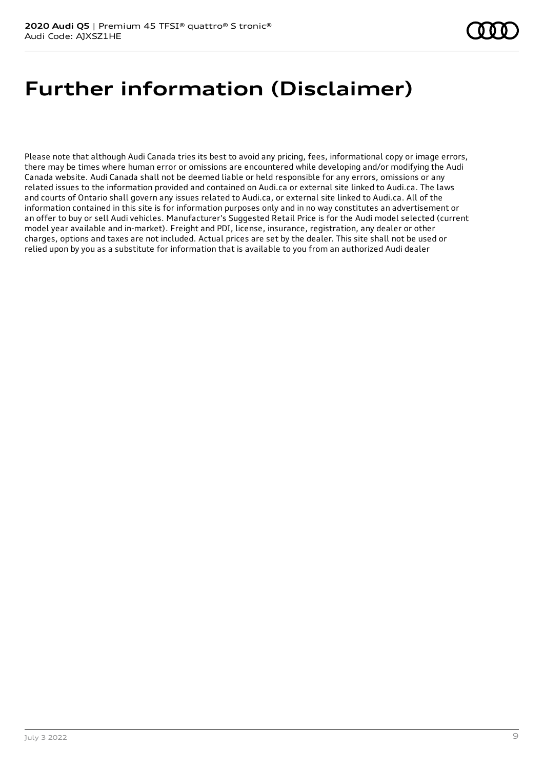# Further information (Disclaimer)

Please note that although Audi Canada tries its best to avoid any pricing, fees, informational copy or image errors, there may be times where human error or omissions are encountered while developing and/or modifying the Audi Canada website. Audi Canada shall not be deemed liable or held responsible for any errors, omissions or any related issues to the information provided and contained on Audi.ca or external site linked to Audi.ca. The laws and courts of Ontario shall govern any issues related to Audi.ca, or external site linked to Audi.ca. All of the information contained in this site is for information purposes only and in no way constitutes an advertisement or an offer to buy or sell Audi vehicles. Manufacturer's Suggested Retail Price is for the Audi model selected (current model year available and in-market). Freight and PDI, license, insurance, registration, any dealer or other charges, options and taxes are not included. Actual prices are set by the dealer. This site shall not be used or relied upon by you as a substitute for information that is available to you from an authorized Audi dealer